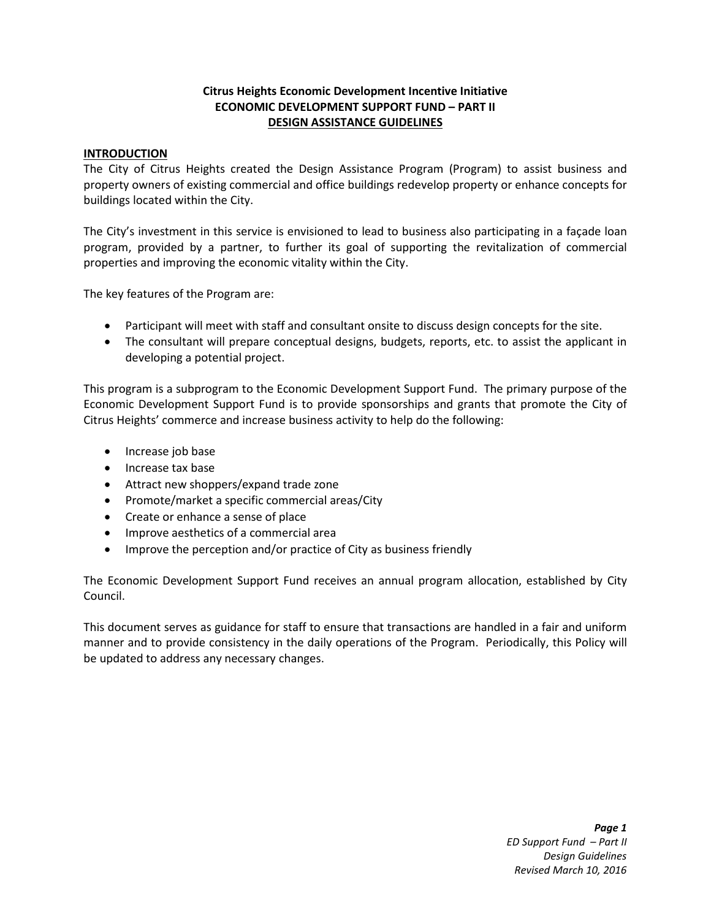**Citrus Heights Economic Development Incentive Initiative**
**ECONOMIC DEVELOPMENT SUPPORT FUND – PART II**
**DESIGN ASSISTANCE GUIDELINES**

## INTRODUCTION

The City of Citrus Heights created the Design Assistance Program (Program) to assist business and property owners of existing commercial and office buildings redevelop property or enhance concepts for buildings located within the City.

The City's investment in this service is envisioned to lead to business also participating in a façade loan program, provided by a partner, to further its goal of supporting the revitalization of commercial properties and improving the economic vitality within the City.

The key features of the Program are:

- Participant will meet with staff and consultant onsite to discuss design concepts for the site.
- The consultant will prepare conceptual designs, budgets, reports, etc. to assist the applicant in developing a potential project.

This program is a subprogram to the Economic Development Support Fund. The primary purpose of the Economic Development Support Fund is to provide sponsorships and grants that promote the City of Citrus Heights' commerce and increase business activity to help do the following:

- Increase job base
- Increase tax base
- Attract new shoppers/expand trade zone
- Promote/market a specific commercial areas/City
- Create or enhance a sense of place
- Improve aesthetics of a commercial area
- Improve the perception and/or practice of City as business friendly

The Economic Development Support Fund receives an annual program allocation, established by City Council.

This document serves as guidance for staff to ensure that transactions are handled in a fair and uniform manner and to provide consistency in the daily operations of the Program. Periodically, this Policy will be updated to address any necessary changes.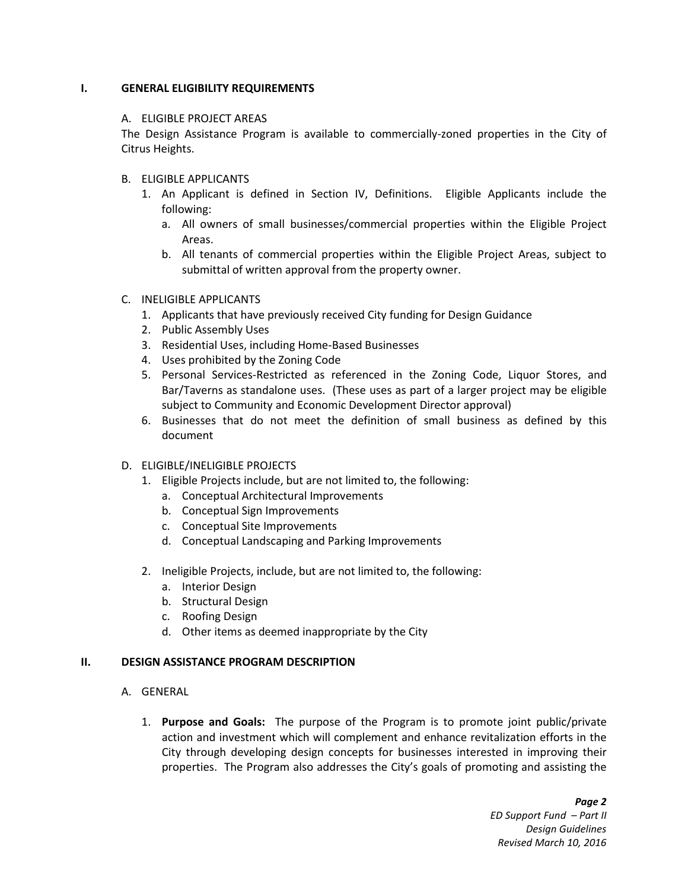## I. GENERAL ELIGIBILITY REQUIREMENTS

A. ELIGIBLE PROJECT AREAS

The Design Assistance Program is available to commercially-zoned properties in the City of Citrus Heights.

B. ELIGIBLE APPLICANTS

1. An Applicant is defined in Section IV, Definitions. Eligible Applicants include the following:
   a. All owners of small businesses/commercial properties within the Eligible Project Areas.
   b. All tenants of commercial properties within the Eligible Project Areas, subject to submittal of written approval from the property owner.

C. INELIGIBLE APPLICANTS

1. Applicants that have previously received City funding for Design Guidance
2. Public Assembly Uses
3. Residential Uses, including Home-Based Businesses
4. Uses prohibited by the Zoning Code
5. Personal Services-Restricted as referenced in the Zoning Code, Liquor Stores, and Bar/Taverns as standalone uses. (These uses as part of a larger project may be eligible subject to Community and Economic Development Director approval)
6. Businesses that do not meet the definition of small business as defined by this document

D. ELIGIBLE/INELIGIBLE PROJECTS

1. Eligible Projects include, but are not limited to, the following:
   a. Conceptual Architectural Improvements
   b. Conceptual Sign Improvements
   c. Conceptual Site Improvements
   d. Conceptual Landscaping and Parking Improvements

2. Ineligible Projects, include, but are not limited to, the following:
   a. Interior Design
   b. Structural Design
   c. Roofing Design
   d. Other items as deemed inappropriate by the City

## II. DESIGN ASSISTANCE PROGRAM DESCRIPTION

A. GENERAL

1. **Purpose and Goals:** The purpose of the Program is to promote joint public/private action and investment which will complement and enhance revitalization efforts in the City through developing design concepts for businesses interested in improving their properties. The Program also addresses the City's goals of promoting and assisting the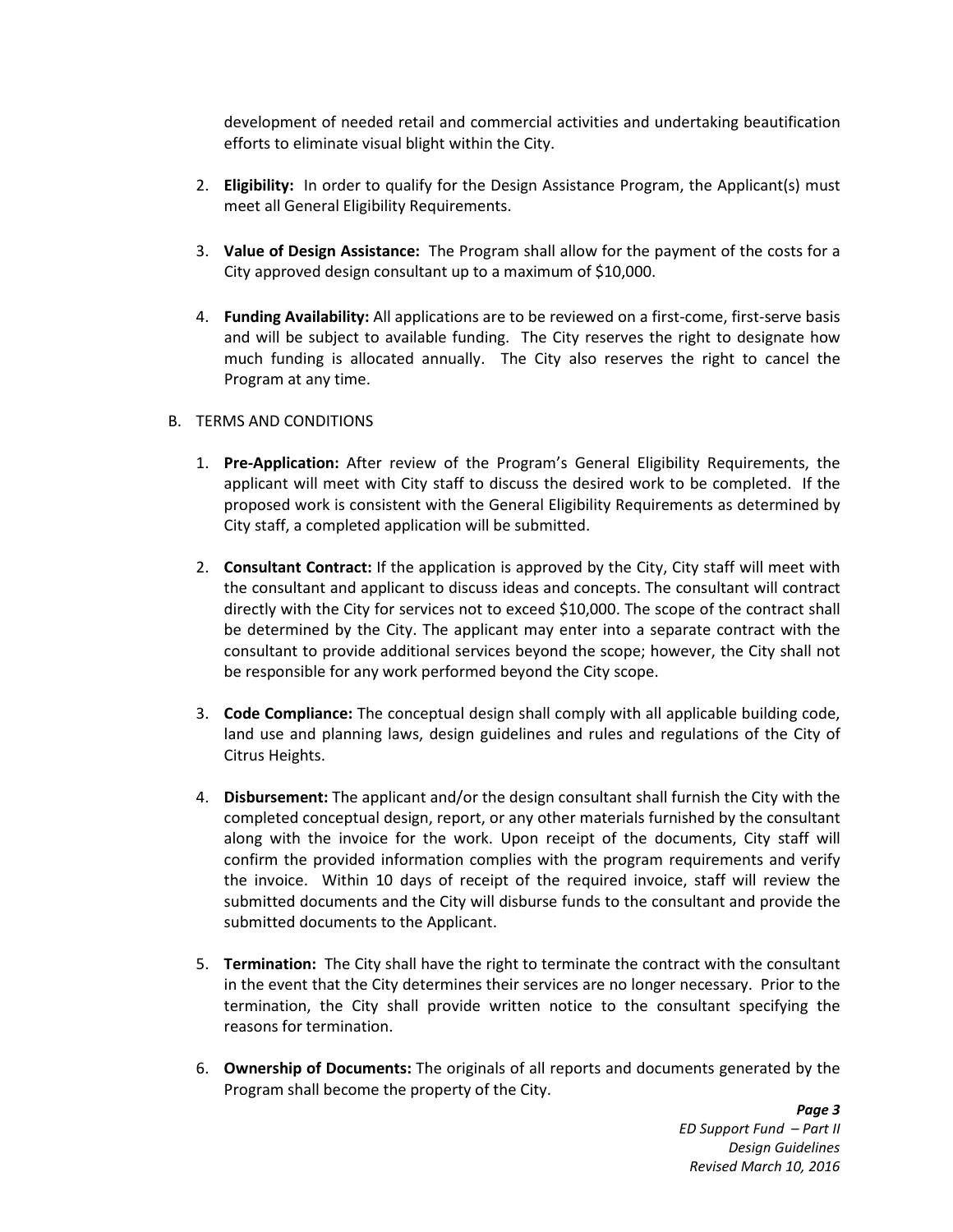development of needed retail and commercial activities and undertaking beautification efforts to eliminate visual blight within the City.

2. **Eligibility:** In order to qualify for the Design Assistance Program, the Applicant(s) must meet all General Eligibility Requirements.

3. **Value of Design Assistance:** The Program shall allow for the payment of the costs for a City approved design consultant up to a maximum of $10,000.

4. **Funding Availability:** All applications are to be reviewed on a first-come, first-serve basis and will be subject to available funding. The City reserves the right to designate how much funding is allocated annually. The City also reserves the right to cancel the Program at any time.

B. TERMS AND CONDITIONS

1. **Pre-Application:** After review of the Program's General Eligibility Requirements, the applicant will meet with City staff to discuss the desired work to be completed. If the proposed work is consistent with the General Eligibility Requirements as determined by City staff, a completed application will be submitted.

2. **Consultant Contract:** If the application is approved by the City, City staff will meet with the consultant and applicant to discuss ideas and concepts. The consultant will contract directly with the City for services not to exceed $10,000. The scope of the contract shall be determined by the City. The applicant may enter into a separate contract with the consultant to provide additional services beyond the scope; however, the City shall not be responsible for any work performed beyond the City scope.

3. **Code Compliance:** The conceptual design shall comply with all applicable building code, land use and planning laws, design guidelines and rules and regulations of the City of Citrus Heights.

4. **Disbursement:** The applicant and/or the design consultant shall furnish the City with the completed conceptual design, report, or any other materials furnished by the consultant along with the invoice for the work. Upon receipt of the documents, City staff will confirm the provided information complies with the program requirements and verify the invoice. Within 10 days of receipt of the required invoice, staff will review the submitted documents and the City will disburse funds to the consultant and provide the submitted documents to the Applicant.

5. **Termination:** The City shall have the right to terminate the contract with the consultant in the event that the City determines their services are no longer necessary. Prior to the termination, the City shall provide written notice to the consultant specifying the reasons for termination.

6. **Ownership of Documents:** The originals of all reports and documents generated by the Program shall become the property of the City.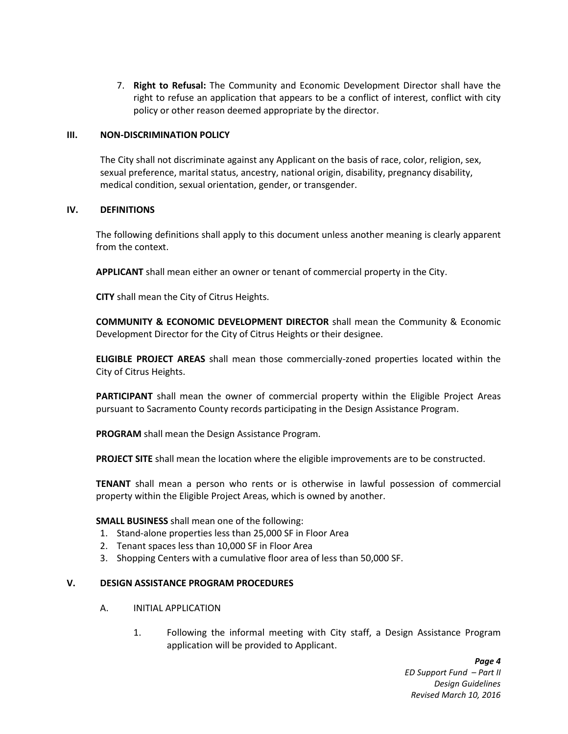7. **Right to Refusal:** The Community and Economic Development Director shall have the right to refuse an application that appears to be a conflict of interest, conflict with city policy or other reason deemed appropriate by the director.

## III. NON-DISCRIMINATION POLICY

The City shall not discriminate against any Applicant on the basis of race, color, religion, sex, sexual preference, marital status, ancestry, national origin, disability, pregnancy disability, medical condition, sexual orientation, gender, or transgender.

## IV. DEFINITIONS

The following definitions shall apply to this document unless another meaning is clearly apparent from the context.

**APPLICANT** shall mean either an owner or tenant of commercial property in the City.

**CITY** shall mean the City of Citrus Heights.

**COMMUNITY & ECONOMIC DEVELOPMENT DIRECTOR** shall mean the Community & Economic Development Director for the City of Citrus Heights or their designee.

**ELIGIBLE PROJECT AREAS** shall mean those commercially-zoned properties located within the City of Citrus Heights.

**PARTICIPANT** shall mean the owner of commercial property within the Eligible Project Areas pursuant to Sacramento County records participating in the Design Assistance Program.

**PROGRAM** shall mean the Design Assistance Program.

**PROJECT SITE** shall mean the location where the eligible improvements are to be constructed.

**TENANT** shall mean a person who rents or is otherwise in lawful possession of commercial property within the Eligible Project Areas, which is owned by another.

**SMALL BUSINESS** shall mean one of the following:

1. Stand-alone properties less than 25,000 SF in Floor Area
2. Tenant spaces less than 10,000 SF in Floor Area
3. Shopping Centers with a cumulative floor area of less than 50,000 SF.

## V. DESIGN ASSISTANCE PROGRAM PROCEDURES

### A. INITIAL APPLICATION

1. Following the informal meeting with City staff, a Design Assistance Program application will be provided to Applicant.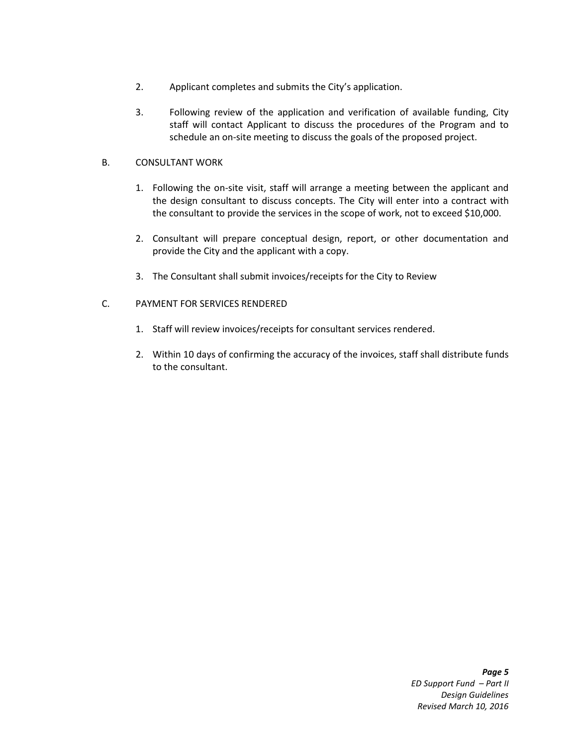2. Applicant completes and submits the City's application.

3. Following review of the application and verification of available funding, City staff will contact Applicant to discuss the procedures of the Program and to schedule an on-site meeting to discuss the goals of the proposed project.

B. CONSULTANT WORK

1. Following the on-site visit, staff will arrange a meeting between the applicant and the design consultant to discuss concepts. The City will enter into a contract with the consultant to provide the services in the scope of work, not to exceed $10,000.

2. Consultant will prepare conceptual design, report, or other documentation and provide the City and the applicant with a copy.

3. The Consultant shall submit invoices/receipts for the City to Review

C. PAYMENT FOR SERVICES RENDERED

1. Staff will review invoices/receipts for consultant services rendered.

2. Within 10 days of confirming the accuracy of the invoices, staff shall distribute funds to the consultant.